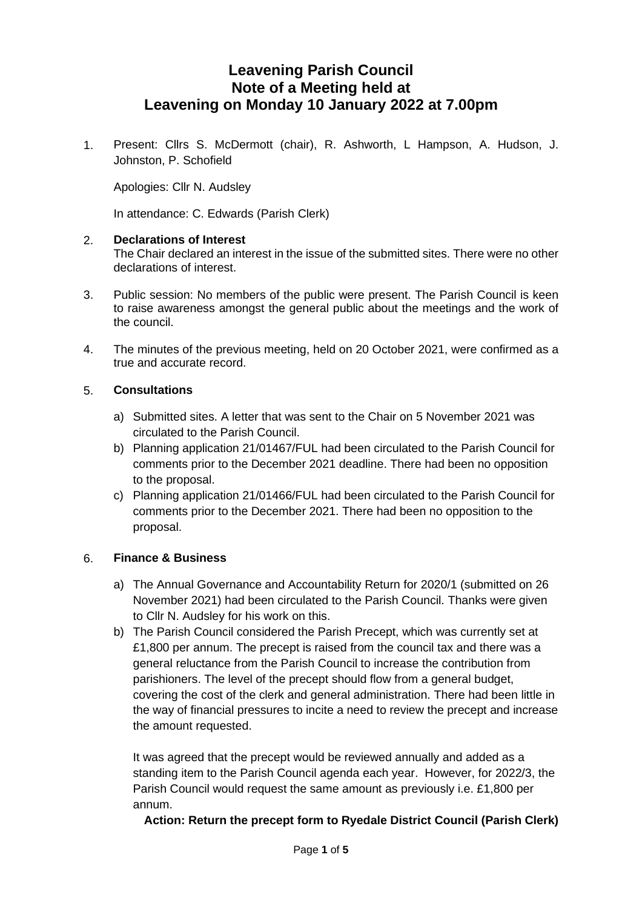# Leavening Parish Council
# Note of a Meeting held at
# Leavening on Monday 10 January 2022 at 7.00pm

1. Present: Cllrs S. McDermott (chair), R. Ashworth, L Hampson, A. Hudson, J. Johnston, P. Schofield

   Apologies: Cllr N. Audsley

   In attendance: C. Edwards (Parish Clerk)

2. **Declarations of Interest**
   The Chair declared an interest in the issue of the submitted sites. There were no other declarations of interest.

3. Public session: No members of the public were present. The Parish Council is keen to raise awareness amongst the general public about the meetings and the work of the council.

4. The minutes of the previous meeting, held on 20 October 2021, were confirmed as a true and accurate record.

5. **Consultations**

   a) Submitted sites. A letter that was sent to the Chair on 5 November 2021 was circulated to the Parish Council.
   b) Planning application 21/01467/FUL had been circulated to the Parish Council for comments prior to the December 2021 deadline. There had been no opposition to the proposal.
   c) Planning application 21/01466/FUL had been circulated to the Parish Council for comments prior to the December 2021. There had been no opposition to the proposal.

6. **Finance & Business**

   a) The Annual Governance and Accountability Return for 2020/1 (submitted on 26 November 2021) had been circulated to the Parish Council. Thanks were given to Cllr N. Audsley for his work on this.
   b) The Parish Council considered the Parish Precept, which was currently set at £1,800 per annum. The precept is raised from the council tax and there was a general reluctance from the Parish Council to increase the contribution from parishioners. The level of the precept should flow from a general budget, covering the cost of the clerk and general administration. There had been little in the way of financial pressures to incite a need to review the precept and increase the amount requested.

      It was agreed that the precept would be reviewed annually and added as a standing item to the Parish Council agenda each year. However, for 2022/3, the Parish Council would request the same amount as previously i.e. £1,800 per annum.

      **Action: Return the precept form to Ryedale District Council (Parish Clerk)**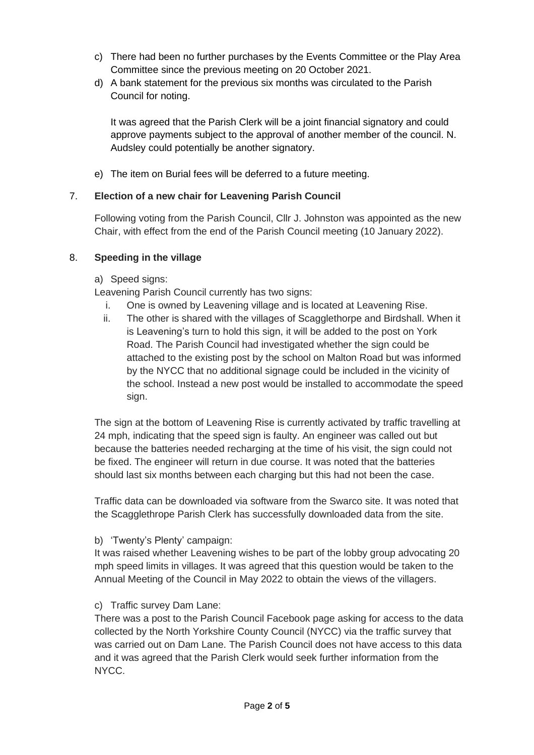c) There had been no further purchases by the Events Committee or the Play Area Committee since the previous meeting on 20 October 2021.

d) A bank statement for the previous six months was circulated to the Parish Council for noting.

   It was agreed that the Parish Clerk will be a joint financial signatory and could approve payments subject to the approval of another member of the council. N. Audsley could potentially be another signatory.

e) The item on Burial fees will be deferred to a future meeting.

## 7. **Election of a new chair for Leavening Parish Council**

Following voting from the Parish Council, Cllr J. Johnston was appointed as the new Chair, with effect from the end of the Parish Council meeting (10 January 2022).

## 8. **Speeding in the village**

a) Speed signs:

Leavening Parish Council currently has two signs:

i. One is owned by Leavening village and is located at Leavening Rise.

ii. The other is shared with the villages of Scagglethorpe and Birdshall. When it is Leavening's turn to hold this sign, it will be added to the post on York Road. The Parish Council had investigated whether the sign could be attached to the existing post by the school on Malton Road but was informed by the NYCC that no additional signage could be included in the vicinity of the school. Instead a new post would be installed to accommodate the speed sign.

The sign at the bottom of Leavening Rise is currently activated by traffic travelling at 24 mph, indicating that the speed sign is faulty. An engineer was called out but because the batteries needed recharging at the time of his visit, the sign could not be fixed. The engineer will return in due course. It was noted that the batteries should last six months between each charging but this had not been the case.

Traffic data can be downloaded via software from the Swarco site. It was noted that the Scagglethrope Parish Clerk has successfully downloaded data from the site.

b) 'Twenty's Plenty' campaign:

It was raised whether Leavening wishes to be part of the lobby group advocating 20 mph speed limits in villages. It was agreed that this question would be taken to the Annual Meeting of the Council in May 2022 to obtain the views of the villagers.

c) Traffic survey Dam Lane:

There was a post to the Parish Council Facebook page asking for access to the data collected by the North Yorkshire County Council (NYCC) via the traffic survey that was carried out on Dam Lane. The Parish Council does not have access to this data and it was agreed that the Parish Clerk would seek further information from the NYCC.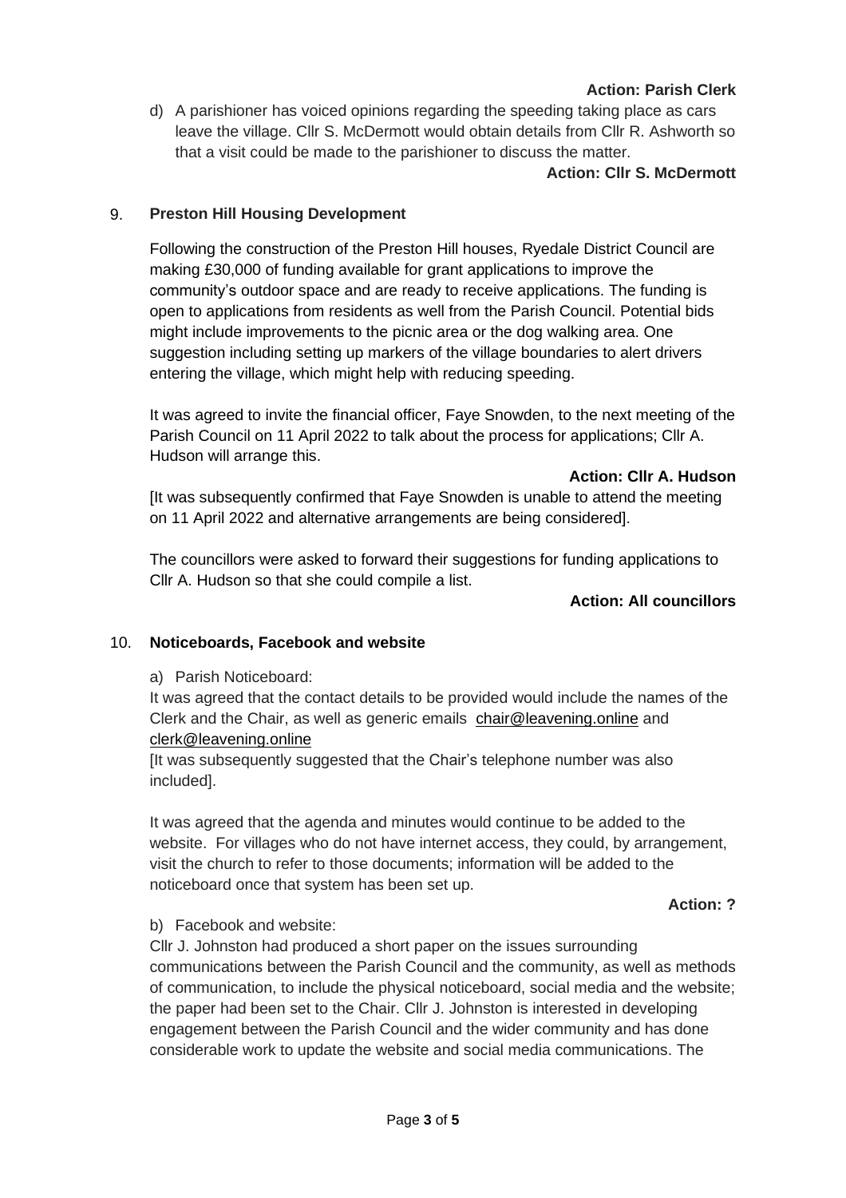**Action: Parish Clerk**

d) A parishioner has voiced opinions regarding the speeding taking place as cars leave the village. Cllr S. McDermott would obtain details from Cllr R. Ashworth so that a visit could be made to the parishioner to discuss the matter.

**Action: Cllr S. McDermott**

## 9. Preston Hill Housing Development

Following the construction of the Preston Hill houses, Ryedale District Council are making £30,000 of funding available for grant applications to improve the community's outdoor space and are ready to receive applications. The funding is open to applications from residents as well from the Parish Council. Potential bids might include improvements to the picnic area or the dog walking area. One suggestion including setting up markers of the village boundaries to alert drivers entering the village, which might help with reducing speeding.

It was agreed to invite the financial officer, Faye Snowden, to the next meeting of the Parish Council on 11 April 2022 to talk about the process for applications; Cllr A. Hudson will arrange this.

**Action: Cllr A. Hudson**

[It was subsequently confirmed that Faye Snowden is unable to attend the meeting on 11 April 2022 and alternative arrangements are being considered].

The councillors were asked to forward their suggestions for funding applications to Cllr A. Hudson so that she could compile a list.

**Action: All councillors**

## 10. Noticeboards, Facebook and website

a) Parish Noticeboard:

It was agreed that the contact details to be provided would include the names of the Clerk and the Chair, as well as generic emails chair@leavening.online and clerk@leavening.online

[It was subsequently suggested that the Chair's telephone number was also included].

It was agreed that the agenda and minutes would continue to be added to the website. For villages who do not have internet access, they could, by arrangement, visit the church to refer to those documents; information will be added to the noticeboard once that system has been set up.

**Action: ?**

b) Facebook and website:

Cllr J. Johnston had produced a short paper on the issues surrounding communications between the Parish Council and the community, as well as methods of communication, to include the physical noticeboard, social media and the website; the paper had been set to the Chair. Cllr J. Johnston is interested in developing engagement between the Parish Council and the wider community and has done considerable work to update the website and social media communications. The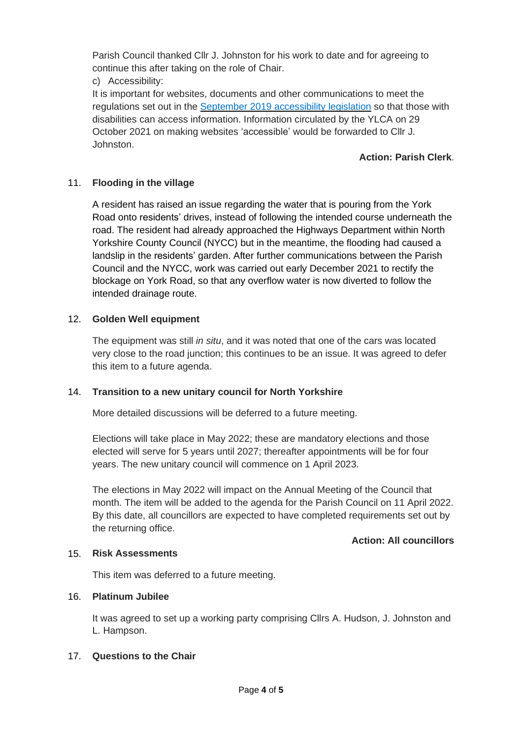Parish Council thanked Cllr J. Johnston for his work to date and for agreeing to continue this after taking on the role of Chair.

c) Accessibility:

It is important for websites, documents and other communications to meet the regulations set out in the [September 2019 accessibility legislation]() so that those with disabilities can access information. Information circulated by the YLCA on 29 October 2021 on making websites 'accessible' would be forwarded to Cllr J. Johnston.

**Action: Parish Clerk**.

11. **Flooding in the village**

A resident has raised an issue regarding the water that is pouring from the York Road onto residents' drives, instead of following the intended course underneath the road. The resident had already approached the Highways Department within North Yorkshire County Council (NYCC) but in the meantime, the flooding had caused a landslip in the residents' garden. After further communications between the Parish Council and the NYCC, work was carried out early December 2021 to rectify the blockage on York Road, so that any overflow water is now diverted to follow the intended drainage route.

12. **Golden Well equipment**

The equipment was still *in situ*, and it was noted that one of the cars was located very close to the road junction; this continues to be an issue. It was agreed to defer this item to a future agenda.

14. **Transition to a new unitary council for North Yorkshire**

More detailed discussions will be deferred to a future meeting.

Elections will take place in May 2022; these are mandatory elections and those elected will serve for 5 years until 2027; thereafter appointments will be for four years. The new unitary council will commence on 1 April 2023.

The elections in May 2022 will impact on the Annual Meeting of the Council that month. The item will be added to the agenda for the Parish Council on 11 April 2022. By this date, all councillors are expected to have completed requirements set out by the returning office.

**Action: All councillors**

15. **Risk Assessments**

This item was deferred to a future meeting.

16. **Platinum Jubilee**

It was agreed to set up a working party comprising Cllrs A. Hudson, J. Johnston and L. Hampson.

17. **Questions to the Chair**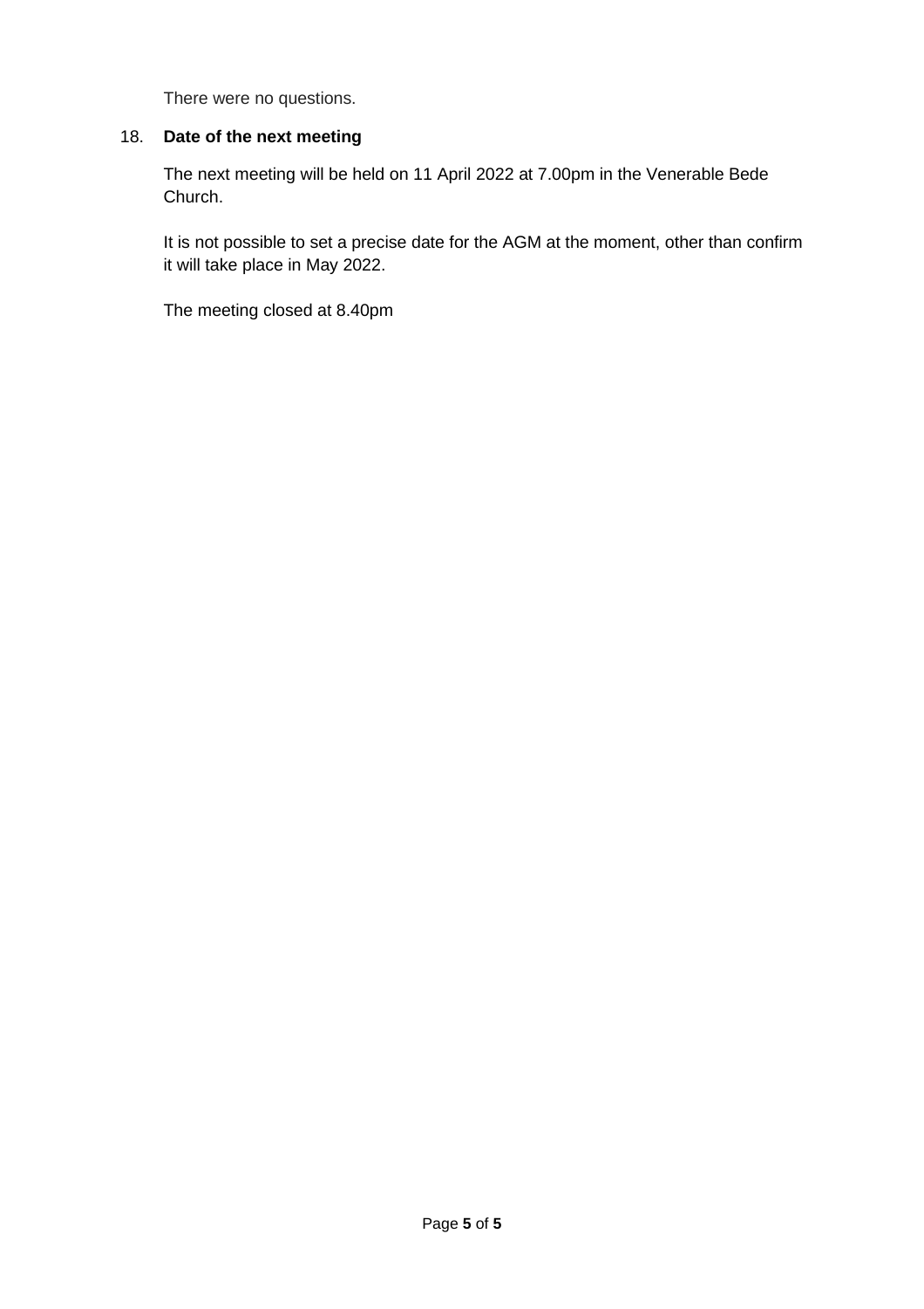There were no questions.

18. **Date of the next meeting**

The next meeting will be held on 11 April 2022 at 7.00pm in the Venerable Bede Church.

It is not possible to set a precise date for the AGM at the moment, other than confirm it will take place in May 2022.

The meeting closed at 8.40pm